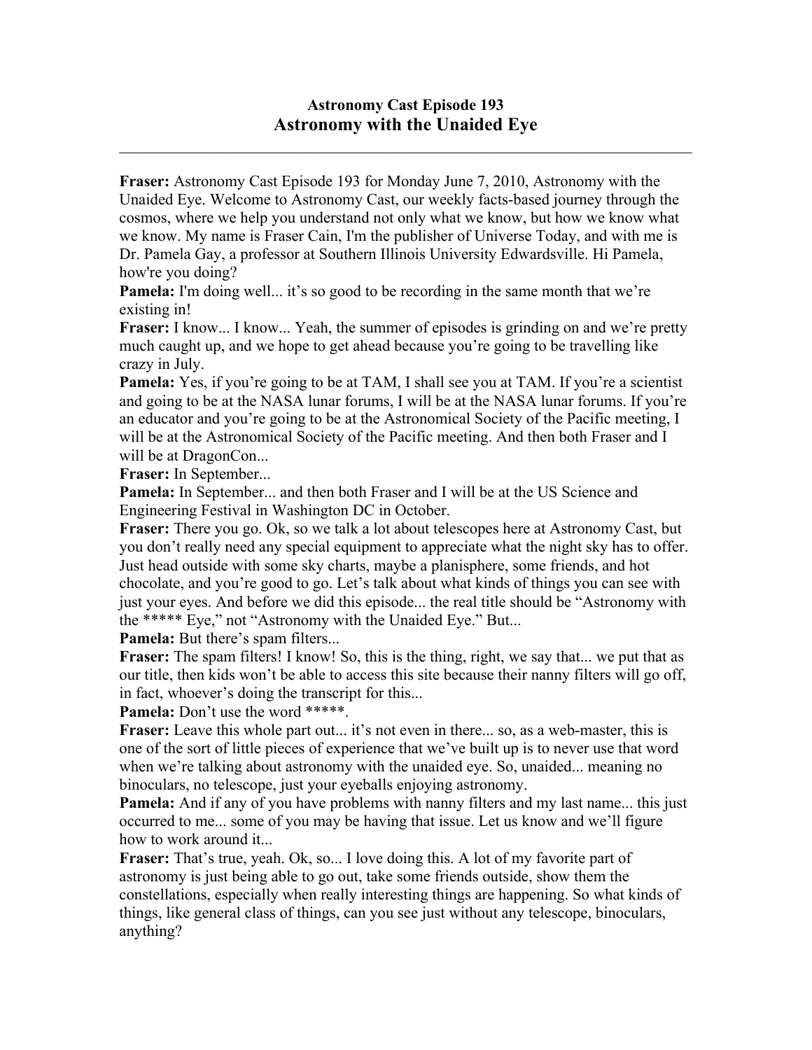# Astronomy Cast Episode 193

## Astronomy with the Unaided Eye

---

**Fraser:** Astronomy Cast Episode 193 for Monday June 7, 2010, Astronomy with the Unaided Eye. Welcome to Astronomy Cast, our weekly facts-based journey through the cosmos, where we help you understand not only what we know, but how we know what we know. My name is Fraser Cain, I'm the publisher of Universe Today, and with me is Dr. Pamela Gay, a professor at Southern Illinois University Edwardsville. Hi Pamela, how're you doing?

**Pamela:** I'm doing well... it's so good to be recording in the same month that we're existing in!

**Fraser:** I know... I know... Yeah, the summer of episodes is grinding on and we're pretty much caught up, and we hope to get ahead because you're going to be travelling like crazy in July.

**Pamela:** Yes, if you're going to be at TAM, I shall see you at TAM. If you're a scientist and going to be at the NASA lunar forums, I will be at the NASA lunar forums. If you're an educator and you're going to be at the Astronomical Society of the Pacific meeting, I will be at the Astronomical Society of the Pacific meeting. And then both Fraser and I will be at DragonCon...

**Fraser:** In September...

**Pamela:** In September... and then both Fraser and I will be at the US Science and Engineering Festival in Washington DC in October.

**Fraser:** There you go. Ok, so we talk a lot about telescopes here at Astronomy Cast, but you don't really need any special equipment to appreciate what the night sky has to offer. Just head outside with some sky charts, maybe a planisphere, some friends, and hot chocolate, and you're good to go. Let's talk about what kinds of things you can see with just your eyes. And before we did this episode... the real title should be "Astronomy with the ***** Eye," not "Astronomy with the Unaided Eye." But...

**Pamela:** But there's spam filters...

**Fraser:** The spam filters! I know! So, this is the thing, right, we say that... we put that as our title, then kids won't be able to access this site because their nanny filters will go off, in fact, whoever's doing the transcript for this...

**Pamela:** Don't use the word *****.

**Fraser:** Leave this whole part out... it's not even in there... so, as a web-master, this is one of the sort of little pieces of experience that we've built up is to never use that word when we're talking about astronomy with the unaided eye. So, unaided... meaning no binoculars, no telescope, just your eyeballs enjoying astronomy.

**Pamela:** And if any of you have problems with nanny filters and my last name... this just occurred to me... some of you may be having that issue. Let us know and we'll figure how to work around it...

**Fraser:** That's true, yeah. Ok, so... I love doing this. A lot of my favorite part of astronomy is just being able to go out, take some friends outside, show them the constellations, especially when really interesting things are happening. So what kinds of things, like general class of things, can you see just without any telescope, binoculars, anything?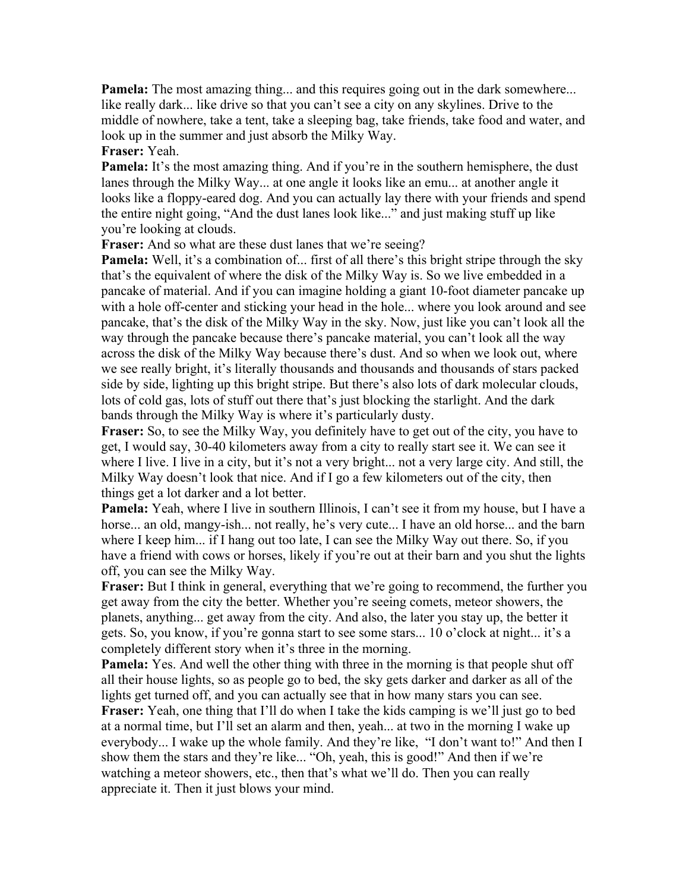**Pamela:** The most amazing thing... and this requires going out in the dark somewhere... like really dark... like drive so that you can't see a city on any skylines. Drive to the middle of nowhere, take a tent, take a sleeping bag, take friends, take food and water, and look up in the summer and just absorb the Milky Way.

**Fraser:** Yeah.

**Pamela:** It's the most amazing thing. And if you're in the southern hemisphere, the dust lanes through the Milky Way... at one angle it looks like an emu... at another angle it looks like a floppy-eared dog. And you can actually lay there with your friends and spend the entire night going, "And the dust lanes look like..." and just making stuff up like you're looking at clouds.

**Fraser:** And so what are these dust lanes that we're seeing?

**Pamela:** Well, it's a combination of... first of all there's this bright stripe through the sky that's the equivalent of where the disk of the Milky Way is. So we live embedded in a pancake of material. And if you can imagine holding a giant 10-foot diameter pancake up with a hole off-center and sticking your head in the hole... where you look around and see pancake, that's the disk of the Milky Way in the sky. Now, just like you can't look all the way through the pancake because there's pancake material, you can't look all the way across the disk of the Milky Way because there's dust. And so when we look out, where we see really bright, it's literally thousands and thousands and thousands of stars packed side by side, lighting up this bright stripe. But there's also lots of dark molecular clouds, lots of cold gas, lots of stuff out there that's just blocking the starlight. And the dark bands through the Milky Way is where it's particularly dusty.

**Fraser:** So, to see the Milky Way, you definitely have to get out of the city, you have to get, I would say, 30-40 kilometers away from a city to really start see it. We can see it where I live. I live in a city, but it's not a very bright... not a very large city. And still, the Milky Way doesn't look that nice. And if I go a few kilometers out of the city, then things get a lot darker and a lot better.

**Pamela:** Yeah, where I live in southern Illinois, I can't see it from my house, but I have a horse... an old, mangy-ish... not really, he's very cute... I have an old horse... and the barn where I keep him... if I hang out too late, I can see the Milky Way out there. So, if you have a friend with cows or horses, likely if you're out at their barn and you shut the lights off, you can see the Milky Way.

**Fraser:** But I think in general, everything that we're going to recommend, the further you get away from the city the better. Whether you're seeing comets, meteor showers, the planets, anything... get away from the city. And also, the later you stay up, the better it gets. So, you know, if you're gonna start to see some stars... 10 o'clock at night... it's a completely different story when it's three in the morning.

**Pamela:** Yes. And well the other thing with three in the morning is that people shut off all their house lights, so as people go to bed, the sky gets darker and darker as all of the lights get turned off, and you can actually see that in how many stars you can see.

**Fraser:** Yeah, one thing that I'll do when I take the kids camping is we'll just go to bed at a normal time, but I'll set an alarm and then, yeah... at two in the morning I wake up everybody... I wake up the whole family. And they're like, "I don't want to!" And then I show them the stars and they're like... "Oh, yeah, this is good!" And then if we're watching a meteor showers, etc., then that's what we'll do. Then you can really appreciate it. Then it just blows your mind.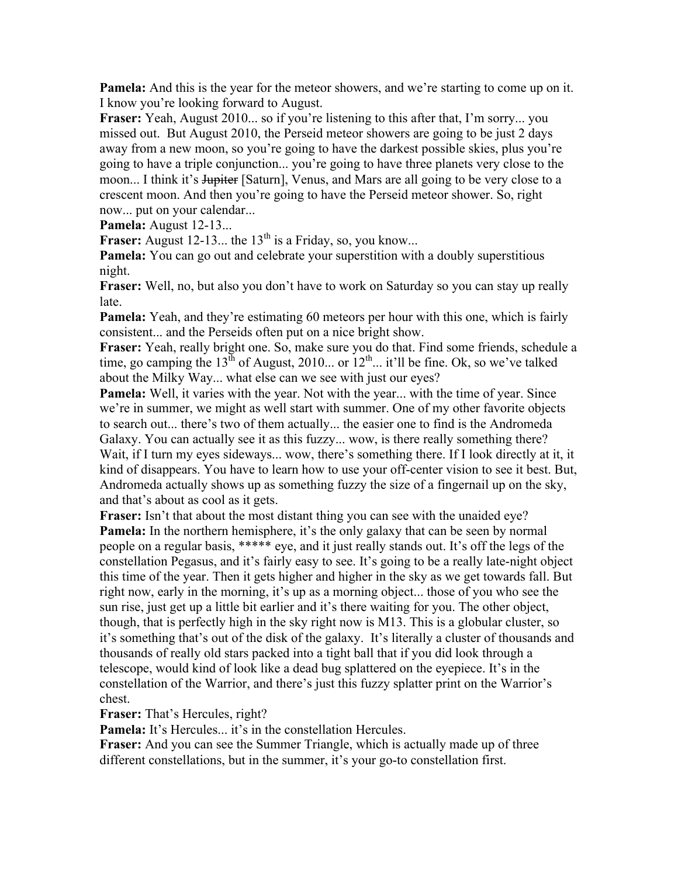**Pamela:** And this is the year for the meteor showers, and we're starting to come up on it. I know you're looking forward to August.

**Fraser:** Yeah, August 2010... so if you're listening to this after that, I'm sorry... you missed out. But August 2010, the Perseid meteor showers are going to be just 2 days away from a new moon, so you're going to have the darkest possible skies, plus you're going to have a triple conjunction... you're going to have three planets very close to the moon... I think it's ~~Jupiter~~ [Saturn], Venus, and Mars are all going to be very close to a crescent moon. And then you're going to have the Perseid meteor shower. So, right now... put on your calendar...

**Pamela:** August 12-13...

**Fraser:** August 12-13... the 13th is a Friday, so, you know...

**Pamela:** You can go out and celebrate your superstition with a doubly superstitious night.

**Fraser:** Well, no, but also you don't have to work on Saturday so you can stay up really late.

**Pamela:** Yeah, and they're estimating 60 meteors per hour with this one, which is fairly consistent... and the Perseids often put on a nice bright show.

**Fraser:** Yeah, really bright one. So, make sure you do that. Find some friends, schedule a time, go camping the 13th of August, 2010... or 12th... it'll be fine. Ok, so we've talked about the Milky Way... what else can we see with just our eyes?

**Pamela:** Well, it varies with the year. Not with the year... with the time of year. Since we're in summer, we might as well start with summer. One of my other favorite objects to search out... there's two of them actually... the easier one to find is the Andromeda Galaxy. You can actually see it as this fuzzy... wow, is there really something there? Wait, if I turn my eyes sideways... wow, there's something there. If I look directly at it, it kind of disappears. You have to learn how to use your off-center vision to see it best. But, Andromeda actually shows up as something fuzzy the size of a fingernail up on the sky, and that's about as cool as it gets.

**Fraser:** Isn't that about the most distant thing you can see with the unaided eye?

**Pamela:** In the northern hemisphere, it's the only galaxy that can be seen by normal people on a regular basis, ***** eye, and it just really stands out. It's off the legs of the constellation Pegasus, and it's fairly easy to see. It's going to be a really late-night object this time of the year. Then it gets higher and higher in the sky as we get towards fall. But right now, early in the morning, it's up as a morning object... those of you who see the sun rise, just get up a little bit earlier and it's there waiting for you. The other object, though, that is perfectly high in the sky right now is M13. This is a globular cluster, so it's something that's out of the disk of the galaxy. It's literally a cluster of thousands and thousands of really old stars packed into a tight ball that if you did look through a telescope, would kind of look like a dead bug splattered on the eyepiece. It's in the constellation of the Warrior, and there's just this fuzzy splatter print on the Warrior's chest.

**Fraser:** That's Hercules, right?

**Pamela:** It's Hercules... it's in the constellation Hercules.

**Fraser:** And you can see the Summer Triangle, which is actually made up of three different constellations, but in the summer, it's your go-to constellation first.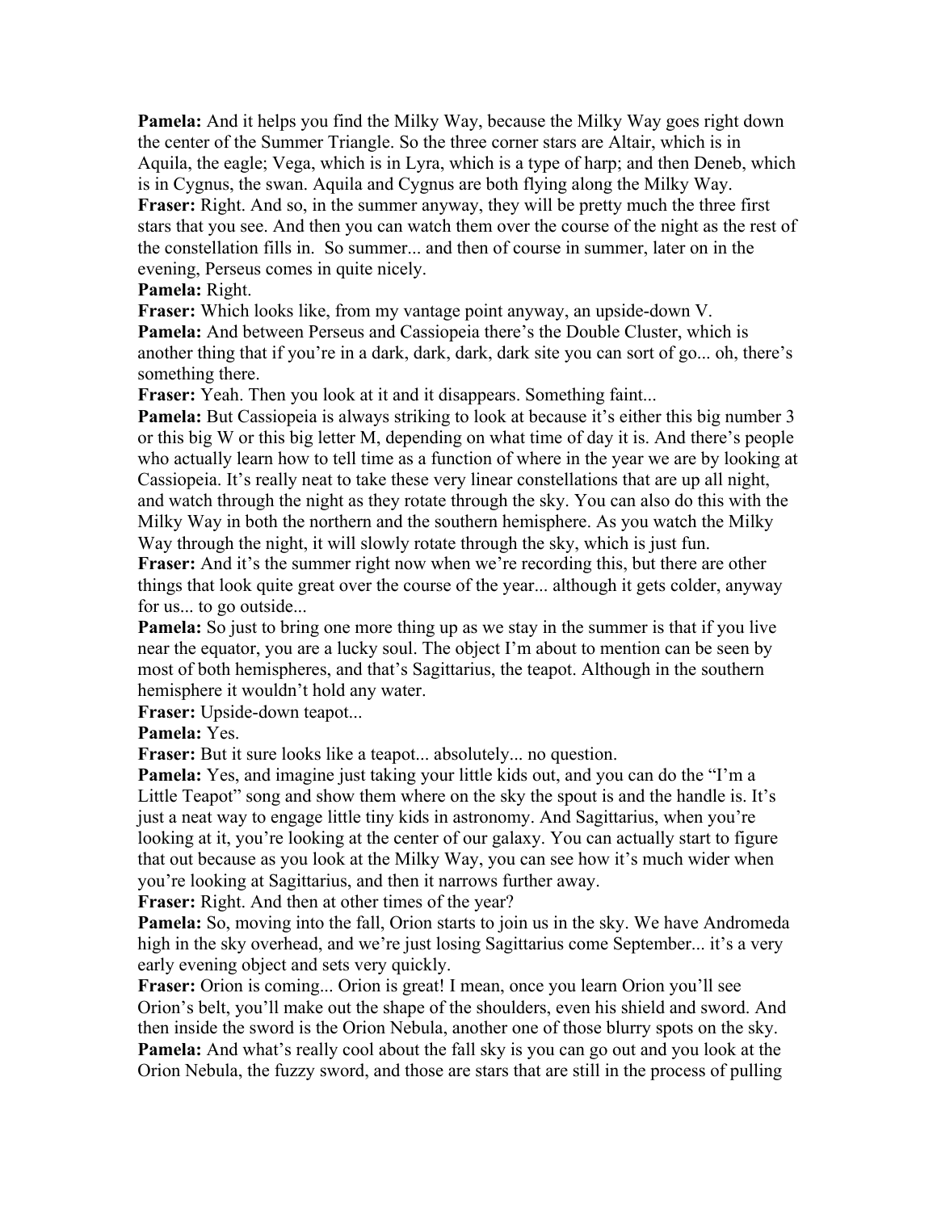**Pamela:** And it helps you find the Milky Way, because the Milky Way goes right down the center of the Summer Triangle. So the three corner stars are Altair, which is in Aquila, the eagle; Vega, which is in Lyra, which is a type of harp; and then Deneb, which is in Cygnus, the swan. Aquila and Cygnus are both flying along the Milky Way.

**Fraser:** Right. And so, in the summer anyway, they will be pretty much the three first stars that you see. And then you can watch them over the course of the night as the rest of the constellation fills in. So summer... and then of course in summer, later on in the evening, Perseus comes in quite nicely.

**Pamela:** Right.

**Fraser:** Which looks like, from my vantage point anyway, an upside-down V.

**Pamela:** And between Perseus and Cassiopeia there's the Double Cluster, which is another thing that if you're in a dark, dark, dark, dark site you can sort of go... oh, there's something there.

**Fraser:** Yeah. Then you look at it and it disappears. Something faint...

**Pamela:** But Cassiopeia is always striking to look at because it's either this big number 3 or this big W or this big letter M, depending on what time of day it is. And there's people who actually learn how to tell time as a function of where in the year we are by looking at Cassiopeia. It's really neat to take these very linear constellations that are up all night, and watch through the night as they rotate through the sky. You can also do this with the Milky Way in both the northern and the southern hemisphere. As you watch the Milky Way through the night, it will slowly rotate through the sky, which is just fun.

**Fraser:** And it's the summer right now when we're recording this, but there are other things that look quite great over the course of the year... although it gets colder, anyway for us... to go outside...

**Pamela:** So just to bring one more thing up as we stay in the summer is that if you live near the equator, you are a lucky soul. The object I'm about to mention can be seen by most of both hemispheres, and that's Sagittarius, the teapot. Although in the southern hemisphere it wouldn't hold any water.

**Fraser:** Upside-down teapot...

**Pamela:** Yes.

**Fraser:** But it sure looks like a teapot... absolutely... no question.

**Pamela:** Yes, and imagine just taking your little kids out, and you can do the "I'm a Little Teapot" song and show them where on the sky the spout is and the handle is. It's just a neat way to engage little tiny kids in astronomy. And Sagittarius, when you're looking at it, you're looking at the center of our galaxy. You can actually start to figure that out because as you look at the Milky Way, you can see how it's much wider when you're looking at Sagittarius, and then it narrows further away.

**Fraser:** Right. And then at other times of the year?

**Pamela:** So, moving into the fall, Orion starts to join us in the sky. We have Andromeda high in the sky overhead, and we're just losing Sagittarius come September... it's a very early evening object and sets very quickly.

**Fraser:** Orion is coming... Orion is great! I mean, once you learn Orion you'll see Orion's belt, you'll make out the shape of the shoulders, even his shield and sword. And then inside the sword is the Orion Nebula, another one of those blurry spots on the sky.

**Pamela:** And what's really cool about the fall sky is you can go out and you look at the Orion Nebula, the fuzzy sword, and those are stars that are still in the process of pulling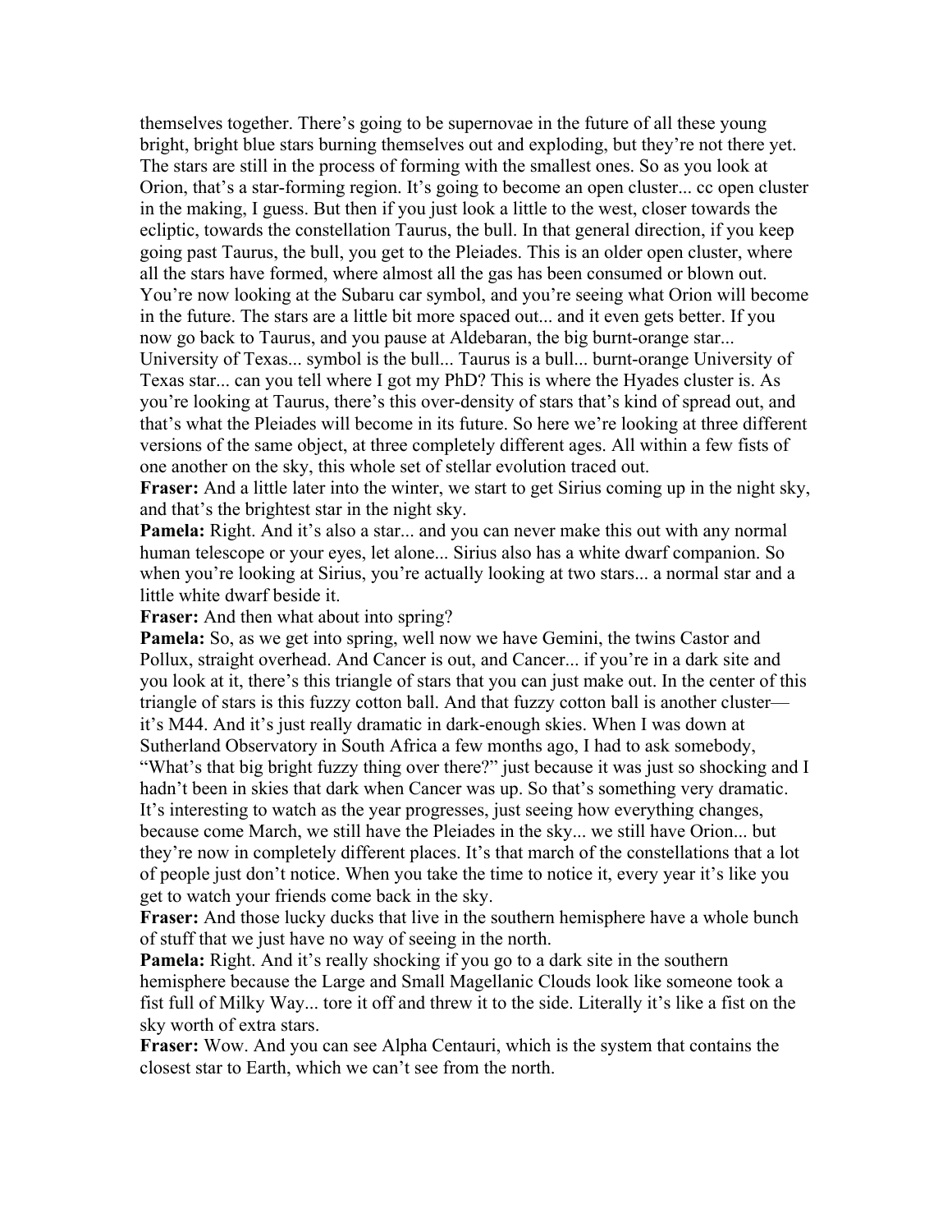themselves together. There's going to be supernovae in the future of all these young bright, bright blue stars burning themselves out and exploding, but they're not there yet. The stars are still in the process of forming with the smallest ones. So as you look at Orion, that's a star-forming region. It's going to become an open cluster... cc open cluster in the making, I guess. But then if you just look a little to the west, closer towards the ecliptic, towards the constellation Taurus, the bull. In that general direction, if you keep going past Taurus, the bull, you get to the Pleiades. This is an older open cluster, where all the stars have formed, where almost all the gas has been consumed or blown out. You're now looking at the Subaru car symbol, and you're seeing what Orion will become in the future. The stars are a little bit more spaced out... and it even gets better. If you now go back to Taurus, and you pause at Aldebaran, the big burnt-orange star... University of Texas... symbol is the bull... Taurus is a bull... burnt-orange University of Texas star... can you tell where I got my PhD? This is where the Hyades cluster is. As you're looking at Taurus, there's this over-density of stars that's kind of spread out, and that's what the Pleiades will become in its future. So here we're looking at three different versions of the same object, at three completely different ages. All within a few fists of one another on the sky, this whole set of stellar evolution traced out.

**Fraser:** And a little later into the winter, we start to get Sirius coming up in the night sky, and that's the brightest star in the night sky.

**Pamela:** Right. And it's also a star... and you can never make this out with any normal human telescope or your eyes, let alone... Sirius also has a white dwarf companion. So when you're looking at Sirius, you're actually looking at two stars... a normal star and a little white dwarf beside it.

**Fraser:** And then what about into spring?

**Pamela:** So, as we get into spring, well now we have Gemini, the twins Castor and Pollux, straight overhead. And Cancer is out, and Cancer... if you're in a dark site and you look at it, there's this triangle of stars that you can just make out. In the center of this triangle of stars is this fuzzy cotton ball. And that fuzzy cotton ball is another cluster—it's M44. And it's just really dramatic in dark-enough skies. When I was down at Sutherland Observatory in South Africa a few months ago, I had to ask somebody, "What's that big bright fuzzy thing over there?" just because it was just so shocking and I hadn't been in skies that dark when Cancer was up. So that's something very dramatic. It's interesting to watch as the year progresses, just seeing how everything changes, because come March, we still have the Pleiades in the sky... we still have Orion... but they're now in completely different places. It's that march of the constellations that a lot of people just don't notice. When you take the time to notice it, every year it's like you get to watch your friends come back in the sky.

**Fraser:** And those lucky ducks that live in the southern hemisphere have a whole bunch of stuff that we just have no way of seeing in the north.

**Pamela:** Right. And it's really shocking if you go to a dark site in the southern hemisphere because the Large and Small Magellanic Clouds look like someone took a fist full of Milky Way... tore it off and threw it to the side. Literally it's like a fist on the sky worth of extra stars.

**Fraser:** Wow. And you can see Alpha Centauri, which is the system that contains the closest star to Earth, which we can't see from the north.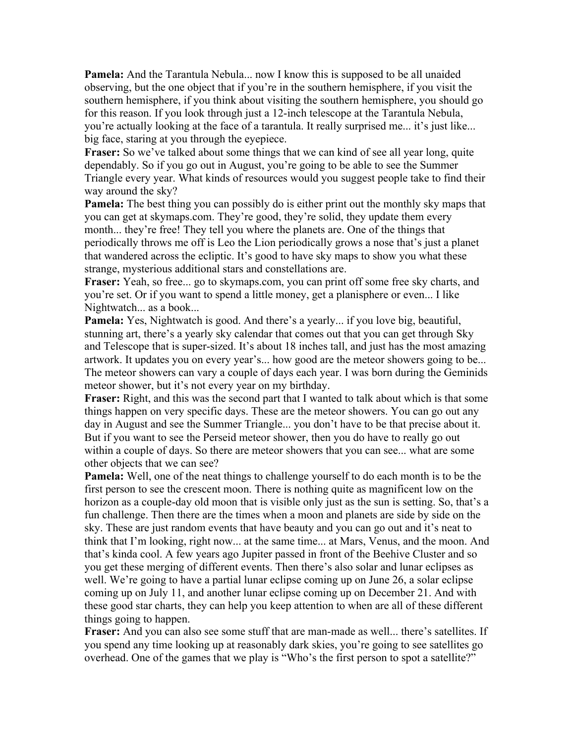**Pamela:** And the Tarantula Nebula... now I know this is supposed to be all unaided observing, but the one object that if you're in the southern hemisphere, if you visit the southern hemisphere, if you think about visiting the southern hemisphere, you should go for this reason. If you look through just a 12-inch telescope at the Tarantula Nebula, you're actually looking at the face of a tarantula. It really surprised me... it's just like... big face, staring at you through the eyepiece.

**Fraser:** So we've talked about some things that we can kind of see all year long, quite dependably. So if you go out in August, you're going to be able to see the Summer Triangle every year. What kinds of resources would you suggest people take to find their way around the sky?

**Pamela:** The best thing you can possibly do is either print out the monthly sky maps that you can get at skymaps.com. They're good, they're solid, they update them every month... they're free! They tell you where the planets are. One of the things that periodically throws me off is Leo the Lion periodically grows a nose that's just a planet that wandered across the ecliptic. It's good to have sky maps to show you what these strange, mysterious additional stars and constellations are.

**Fraser:** Yeah, so free... go to skymaps.com, you can print off some free sky charts, and you're set. Or if you want to spend a little money, get a planisphere or even... I like Nightwatch... as a book...

**Pamela:** Yes, Nightwatch is good. And there's a yearly... if you love big, beautiful, stunning art, there's a yearly sky calendar that comes out that you can get through Sky and Telescope that is super-sized. It's about 18 inches tall, and just has the most amazing artwork. It updates you on every year's... how good are the meteor showers going to be... The meteor showers can vary a couple of days each year. I was born during the Geminids meteor shower, but it's not every year on my birthday.

**Fraser:** Right, and this was the second part that I wanted to talk about which is that some things happen on very specific days. These are the meteor showers. You can go out any day in August and see the Summer Triangle... you don't have to be that precise about it. But if you want to see the Perseid meteor shower, then you do have to really go out within a couple of days. So there are meteor showers that you can see... what are some other objects that we can see?

**Pamela:** Well, one of the neat things to challenge yourself to do each month is to be the first person to see the crescent moon. There is nothing quite as magnificent low on the horizon as a couple-day old moon that is visible only just as the sun is setting. So, that's a fun challenge. Then there are the times when a moon and planets are side by side on the sky. These are just random events that have beauty and you can go out and it's neat to think that I'm looking, right now... at the same time... at Mars, Venus, and the moon. And that's kinda cool. A few years ago Jupiter passed in front of the Beehive Cluster and so you get these merging of different events. Then there's also solar and lunar eclipses as well. We're going to have a partial lunar eclipse coming up on June 26, a solar eclipse coming up on July 11, and another lunar eclipse coming up on December 21. And with these good star charts, they can help you keep attention to when are all of these different things going to happen.

**Fraser:** And you can also see some stuff that are man-made as well... there's satellites. If you spend any time looking up at reasonably dark skies, you're going to see satellites go overhead. One of the games that we play is "Who's the first person to spot a satellite?"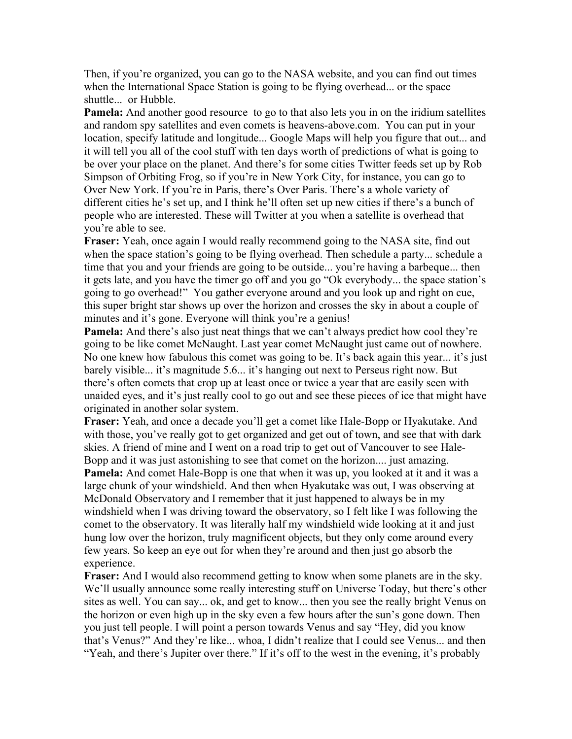Then, if you're organized, you can go to the NASA website, and you can find out times when the International Space Station is going to be flying overhead... or the space shuttle... or Hubble.

**Pamela:** And another good resource to go to that also lets you in on the iridium satellites and random spy satellites and even comets is heavens-above.com. You can put in your location, specify latitude and longitude... Google Maps will help you figure that out... and it will tell you all of the cool stuff with ten days worth of predictions of what is going to be over your place on the planet. And there's for some cities Twitter feeds set up by Rob Simpson of Orbiting Frog, so if you're in New York City, for instance, you can go to Over New York. If you're in Paris, there's Over Paris. There's a whole variety of different cities he's set up, and I think he'll often set up new cities if there's a bunch of people who are interested. These will Twitter at you when a satellite is overhead that you're able to see.

**Fraser:** Yeah, once again I would really recommend going to the NASA site, find out when the space station's going to be flying overhead. Then schedule a party... schedule a time that you and your friends are going to be outside... you're having a barbeque... then it gets late, and you have the timer go off and you go "Ok everybody... the space station's going to go overhead!" You gather everyone around and you look up and right on cue, this super bright star shows up over the horizon and crosses the sky in about a couple of minutes and it's gone. Everyone will think you're a genius!

**Pamela:** And there's also just neat things that we can't always predict how cool they're going to be like comet McNaught. Last year comet McNaught just came out of nowhere. No one knew how fabulous this comet was going to be. It's back again this year... it's just barely visible... it's magnitude 5.6... it's hanging out next to Perseus right now. But there's often comets that crop up at least once or twice a year that are easily seen with unaided eyes, and it's just really cool to go out and see these pieces of ice that might have originated in another solar system.

**Fraser:** Yeah, and once a decade you'll get a comet like Hale-Bopp or Hyakutake. And with those, you've really got to get organized and get out of town, and see that with dark skies. A friend of mine and I went on a road trip to get out of Vancouver to see Hale-Bopp and it was just astonishing to see that comet on the horizon.... just amazing.

**Pamela:** And comet Hale-Bopp is one that when it was up, you looked at it and it was a large chunk of your windshield. And then when Hyakutake was out, I was observing at McDonald Observatory and I remember that it just happened to always be in my windshield when I was driving toward the observatory, so I felt like I was following the comet to the observatory. It was literally half my windshield wide looking at it and just hung low over the horizon, truly magnificent objects, but they only come around every few years. So keep an eye out for when they're around and then just go absorb the experience.

**Fraser:** And I would also recommend getting to know when some planets are in the sky. We'll usually announce some really interesting stuff on Universe Today, but there's other sites as well. You can say... ok, and get to know... then you see the really bright Venus on the horizon or even high up in the sky even a few hours after the sun's gone down. Then you just tell people. I will point a person towards Venus and say "Hey, did you know that's Venus?" And they're like... whoa, I didn't realize that I could see Venus... and then "Yeah, and there's Jupiter over there." If it's off to the west in the evening, it's probably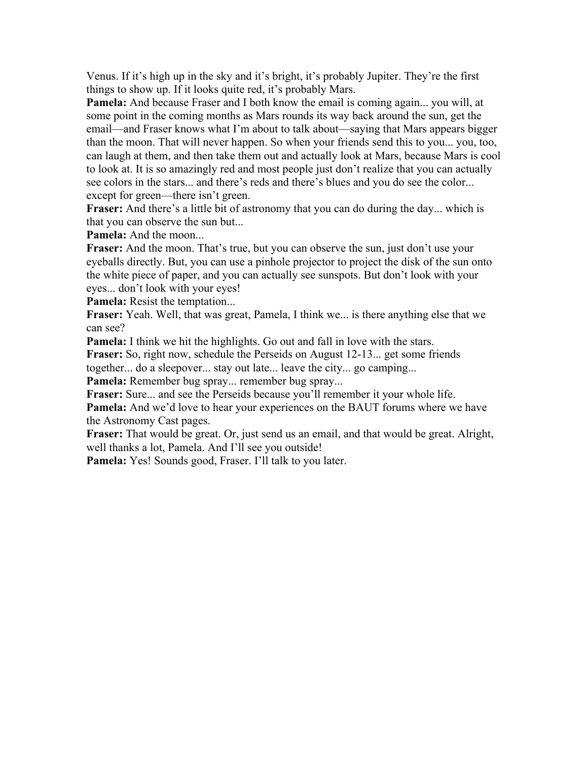Venus. If it's high up in the sky and it's bright, it's probably Jupiter. They're the first things to show up. If it looks quite red, it's probably Mars.

**Pamela:** And because Fraser and I both know the email is coming again... you will, at some point in the coming months as Mars rounds its way back around the sun, get the email—and Fraser knows what I'm about to talk about—saying that Mars appears bigger than the moon. That will never happen. So when your friends send this to you... you, too, can laugh at them, and then take them out and actually look at Mars, because Mars is cool to look at. It is so amazingly red and most people just don't realize that you can actually see colors in the stars... and there's reds and there's blues and you do see the color... except for green—there isn't green.

**Fraser:** And there's a little bit of astronomy that you can do during the day... which is that you can observe the sun but...

**Pamela:** And the moon...

**Fraser:** And the moon. That's true, but you can observe the sun, just don't use your eyeballs directly. But, you can use a pinhole projector to project the disk of the sun onto the white piece of paper, and you can actually see sunspots. But don't look with your eyes... don't look with your eyes!

**Pamela:** Resist the temptation...

**Fraser:** Yeah. Well, that was great, Pamela, I think we... is there anything else that we can see?

**Pamela:** I think we hit the highlights. Go out and fall in love with the stars.

**Fraser:** So, right now, schedule the Perseids on August 12-13... get some friends together... do a sleepover... stay out late... leave the city... go camping...

**Pamela:** Remember bug spray... remember bug spray...

**Fraser:** Sure... and see the Perseids because you'll remember it your whole life.

**Pamela:** And we'd love to hear your experiences on the BAUT forums where we have the Astronomy Cast pages.

**Fraser:** That would be great. Or, just send us an email, and that would be great. Alright, well thanks a lot, Pamela. And I'll see you outside!

**Pamela:** Yes! Sounds good, Fraser. I'll talk to you later.